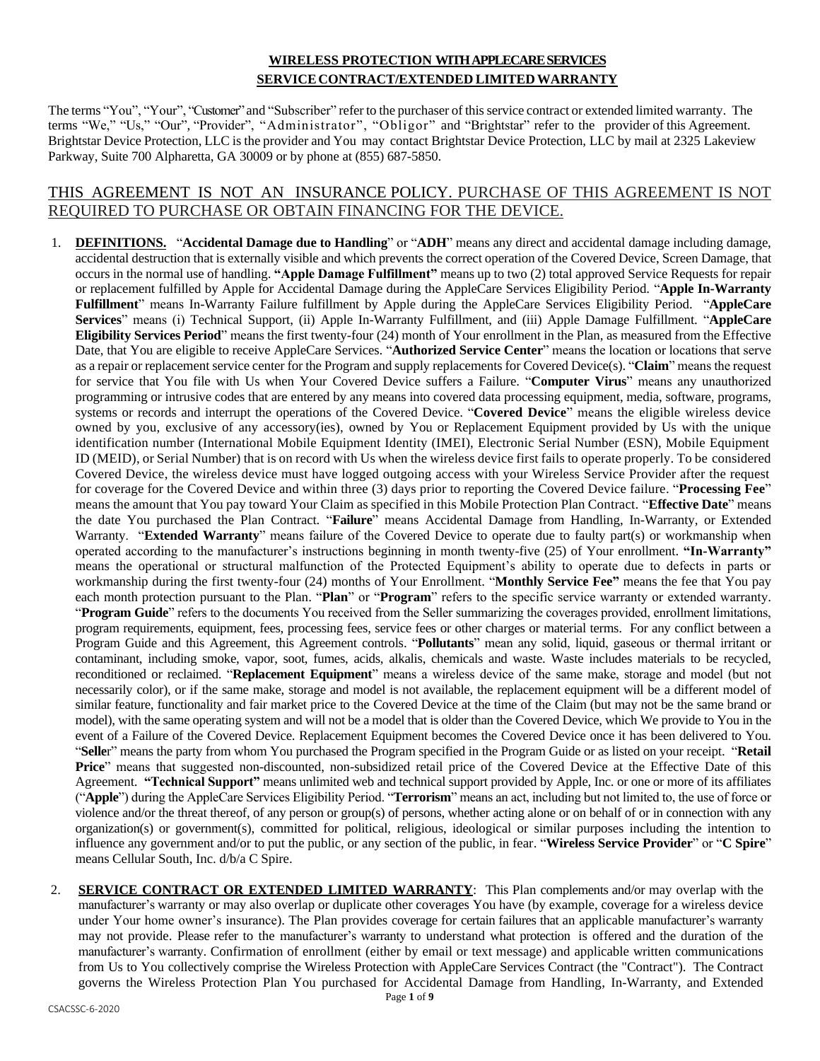**WIRELESS PROTECTION WITH APPLECARE SERVICES**

**SERVICE CONTRACT/EXTENDED LIMITED WARRANTY**

The terms "You", "Your", "Customer" and "Subscriber" refer to the purchaser of this service contract or extended limited warranty. The terms "We," "Us," "Our", "Provider", "Administrator", "Obligor" and "Brightstar" refer to the provider of this Agreement. Brightstar Device Protection, LLC is the provider and You may contact Brightstar Device Protection, LLC by mail at 2325 Lakeview Parkway, Suite 700 Alpharetta, GA 30009 or by phone at (855) 687-5850.

THIS AGREEMENT IS NOT AN INSURANCE POLICY. PURCHASE OF THIS AGREEMENT IS NOT REQUIRED TO PURCHASE OR OBTAIN FINANCING FOR THE DEVICE.

1. **DEFINITIONS.** "**Accidental Damage due to Handling**" or "**ADH**" means any direct and accidental damage including damage, accidental destruction that is externally visible and which prevents the correct operation of the Covered Device, Screen Damage, that occurs in the normal use of handling. **"Apple Damage Fulfillment"** means up to two (2) total approved Service Requests for repair or replacement fulfilled by Apple for Accidental Damage during the AppleCare Services Eligibility Period. "**Apple In-Warranty Fulfillment**" means In-Warranty Failure fulfillment by Apple during the AppleCare Services Eligibility Period. "**AppleCare Services**" means (i) Technical Support, (ii) Apple In-Warranty Fulfillment, and (iii) Apple Damage Fulfillment. "**AppleCare Eligibility Services Period**" means the first twenty-four (24) month of Your enrollment in the Plan, as measured from the Effective Date, that You are eligible to receive AppleCare Services. "**Authorized Service Center**" means the location or locations that serve as a repair or replacement service center for the Program and supply replacements for Covered Device(s). "**Claim**" means the request for service that You file with Us when Your Covered Device suffers a Failure. "**Computer Virus**" means any unauthorized programming or intrusive codes that are entered by any means into covered data processing equipment, media, software, programs, systems or records and interrupt the operations of the Covered Device. "**Covered Device**" means the eligible wireless device owned by you, exclusive of any accessory(ies), owned by You or Replacement Equipment provided by Us with the unique identification number (International Mobile Equipment Identity (IMEI), Electronic Serial Number (ESN), Mobile Equipment ID (MEID), or Serial Number) that is on record with Us when the wireless device first fails to operate properly. To be considered Covered Device, the wireless device must have logged outgoing access with your Wireless Service Provider after the request for coverage for the Covered Device and within three (3) days prior to reporting the Covered Device failure. "**Processing Fee**" means the amount that You pay toward Your Claim as specified in this Mobile Protection Plan Contract. "**Effective Date**" means the date You purchased the Plan Contract. "**Failure**" means Accidental Damage from Handling, In-Warranty, or Extended Warranty. "**Extended Warranty**" means failure of the Covered Device to operate due to faulty part(s) or workmanship when operated according to the manufacturer's instructions beginning in month twenty-five (25) of Your enrollment. **"In-Warranty"** means the operational or structural malfunction of the Protected Equipment's ability to operate due to defects in parts or workmanship during the first twenty-four (24) months of Your Enrollment. "**Monthly Service Fee"** means the fee that You pay each month protection pursuant to the Plan. "**Plan**" or "**Program**" refers to the specific service warranty or extended warranty. "**Program Guide**" refers to the documents You received from the Seller summarizing the coverages provided, enrollment limitations, program requirements, equipment, fees, processing fees, service fees or other charges or material terms. For any conflict between a Program Guide and this Agreement, this Agreement controls. "**Pollutants**" mean any solid, liquid, gaseous or thermal irritant or contaminant, including smoke, vapor, soot, fumes, acids, alkalis, chemicals and waste. Waste includes materials to be recycled, reconditioned or reclaimed. "**Replacement Equipment**" means a wireless device of the same make, storage and model (but not necessarily color), or if the same make, storage and model is not available, the replacement equipment will be a different model of similar feature, functionality and fair market price to the Covered Device at the time of the Claim (but may not be the same brand or model), with the same operating system and will not be a model that is older than the Covered Device, which We provide to You in the event of a Failure of the Covered Device. Replacement Equipment becomes the Covered Device once it has been delivered to You. "**Seller**" means the party from whom You purchased the Program specified in the Program Guide or as listed on your receipt. "**Retail Price**" means that suggested non-discounted, non-subsidized retail price of the Covered Device at the Effective Date of this Agreement. **"Technical Support"** means unlimited web and technical support provided by Apple, Inc. or one or more of its affiliates ("**Apple**") during the AppleCare Services Eligibility Period. "**Terrorism**" means an act, including but not limited to, the use of force or violence and/or the threat thereof, of any person or group(s) of persons, whether acting alone or on behalf of or in connection with any organization(s) or government(s), committed for political, religious, ideological or similar purposes including the intention to influence any government and/or to put the public, or any section of the public, in fear. "**Wireless Service Provider**" or "**C Spire**" means Cellular South, Inc. d/b/a C Spire.

2. **SERVICE CONTRACT OR EXTENDED LIMITED WARRANTY**: This Plan complements and/or may overlap with the manufacturer's warranty or may also overlap or duplicate other coverages You have (by example, coverage for a wireless device under Your home owner's insurance). The Plan provides coverage for certain failures that an applicable manufacturer's warranty may not provide. Please refer to the manufacturer's warranty to understand what protection is offered and the duration of the manufacturer's warranty. Confirmation of enrollment (either by email or text message) and applicable written communications from Us to You collectively comprise the Wireless Protection with AppleCare Services Contract (the "Contract"). The Contract governs the Wireless Protection Plan You purchased for Accidental Damage from Handling, In-Warranty, and Extended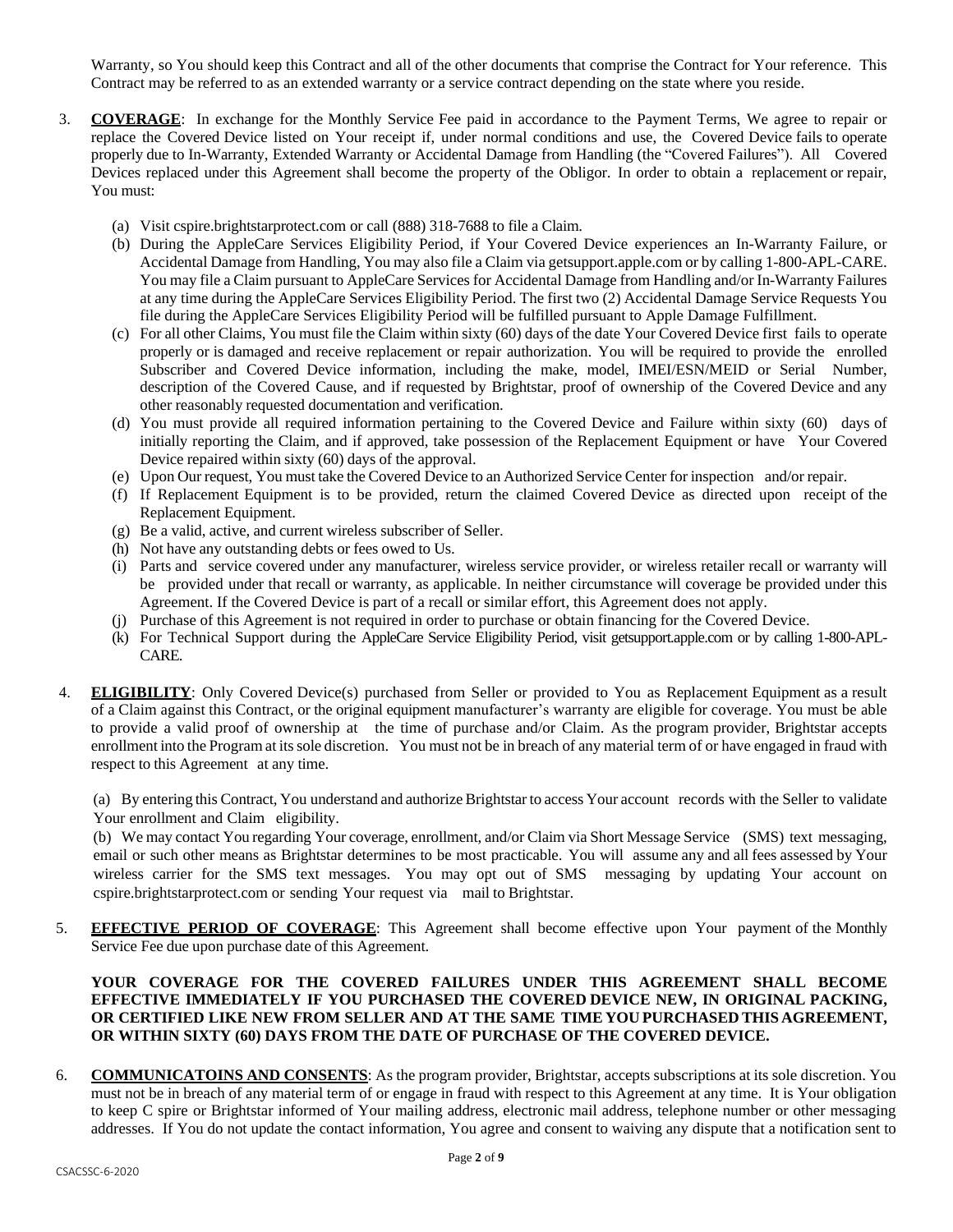Warranty, so You should keep this Contract and all of the other documents that comprise the Contract for Your reference. This Contract may be referred to as an extended warranty or a service contract depending on the state where you reside.

3. **COVERAGE**: In exchange for the Monthly Service Fee paid in accordance to the Payment Terms, We agree to repair or replace the Covered Device listed on Your receipt if, under normal conditions and use, the Covered Device fails to operate properly due to In-Warranty, Extended Warranty or Accidental Damage from Handling (the "Covered Failures"). All Covered Devices replaced under this Agreement shall become the property of the Obligor. In order to obtain a replacement or repair, You must:

   (a) Visit cspire.brightstarprotect.com or call (888) 318-7688 to file a Claim.
   (b) During the AppleCare Services Eligibility Period, if Your Covered Device experiences an In-Warranty Failure, or Accidental Damage from Handling, You may also file a Claim via getsupport.apple.com or by calling 1-800-APL-CARE. You may file a Claim pursuant to AppleCare Services for Accidental Damage from Handling and/or In-Warranty Failures at any time during the AppleCare Services Eligibility Period. The first two (2) Accidental Damage Service Requests You file during the AppleCare Services Eligibility Period will be fulfilled pursuant to Apple Damage Fulfillment.
   (c) For all other Claims, You must file the Claim within sixty (60) days of the date Your Covered Device first fails to operate properly or is damaged and receive replacement or repair authorization. You will be required to provide the enrolled Subscriber and Covered Device information, including the make, model, IMEI/ESN/MEID or Serial Number, description of the Covered Cause, and if requested by Brightstar, proof of ownership of the Covered Device and any other reasonably requested documentation and verification.
   (d) You must provide all required information pertaining to the Covered Device and Failure within sixty (60) days of initially reporting the Claim, and if approved, take possession of the Replacement Equipment or have Your Covered Device repaired within sixty (60) days of the approval.
   (e) Upon Our request, You must take the Covered Device to an Authorized Service Center for inspection and/or repair.
   (f) If Replacement Equipment is to be provided, return the claimed Covered Device as directed upon receipt of the Replacement Equipment.
   (g) Be a valid, active, and current wireless subscriber of Seller.
   (h) Not have any outstanding debts or fees owed to Us.
   (i) Parts and service covered under any manufacturer, wireless service provider, or wireless retailer recall or warranty will be provided under that recall or warranty, as applicable. In neither circumstance will coverage be provided under this Agreement. If the Covered Device is part of a recall or similar effort, this Agreement does not apply.
   (j) Purchase of this Agreement is not required in order to purchase or obtain financing for the Covered Device.
   (k) For Technical Support during the AppleCare Service Eligibility Period, visit getsupport.apple.com or by calling 1-800-APL-CARE.

4. **ELIGIBILITY**: Only Covered Device(s) purchased from Seller or provided to You as Replacement Equipment as a result of a Claim against this Contract, or the original equipment manufacturer's warranty are eligible for coverage. You must be able to provide a valid proof of ownership at the time of purchase and/or Claim. As the program provider, Brightstar accepts enrollment into the Program at its sole discretion. You must not be in breach of any material term of or have engaged in fraud with respect to this Agreement at any time.

   (a) By entering this Contract, You understand and authorize Brightstar to access Your account records with the Seller to validate Your enrollment and Claim eligibility.
   (b) We may contact You regarding Your coverage, enrollment, and/or Claim via Short Message Service (SMS) text messaging, email or such other means as Brightstar determines to be most practicable. You will assume any and all fees assessed by Your wireless carrier for the SMS text messages. You may opt out of SMS messaging by updating Your account on cspire.brightstarprotect.com or sending Your request via mail to Brightstar.

5. **EFFECTIVE PERIOD OF COVERAGE**: This Agreement shall become effective upon Your payment of the Monthly Service Fee due upon purchase date of this Agreement.

   **YOUR COVERAGE FOR THE COVERED FAILURES UNDER THIS AGREEMENT SHALL BECOME EFFECTIVE IMMEDIATELY IF YOU PURCHASED THE COVERED DEVICE NEW, IN ORIGINAL PACKING, OR CERTIFIED LIKE NEW FROM SELLER AND AT THE SAME TIME YOU PURCHASED THIS AGREEMENT, OR WITHIN SIXTY (60) DAYS FROM THE DATE OF PURCHASE OF THE COVERED DEVICE.**

6. **COMMUNICATOINS AND CONSENTS**: As the program provider, Brightstar, accepts subscriptions at its sole discretion. You must not be in breach of any material term of or engage in fraud with respect to this Agreement at any time. It is Your obligation to keep C spire or Brightstar informed of Your mailing address, electronic mail address, telephone number or other messaging addresses. If You do not update the contact information, You agree and consent to waiving any dispute that a notification sent to

CSACSSC-6-2020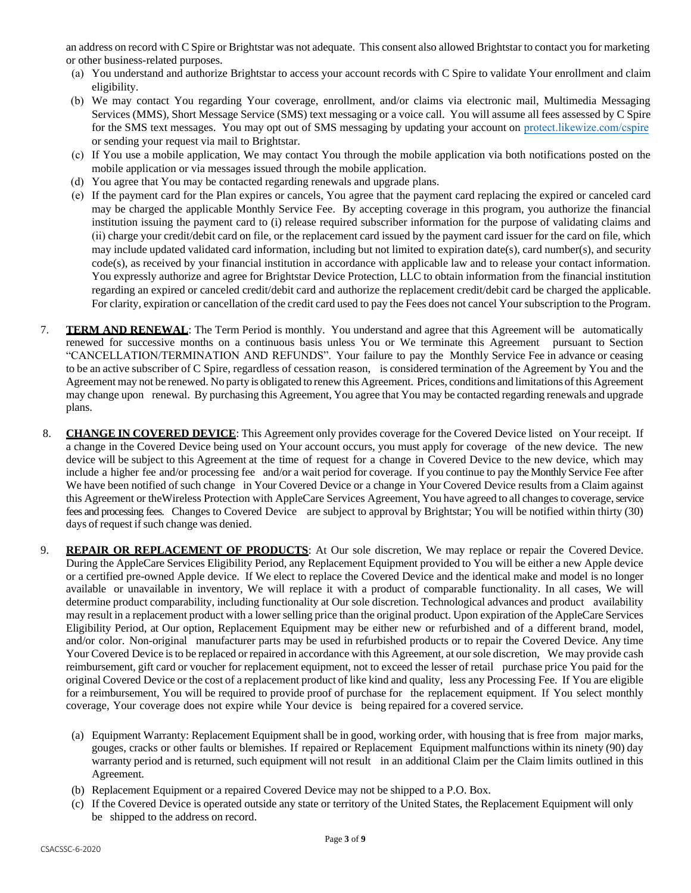an address on record with C Spire or Brightstar was not adequate. This consent also allowed Brightstar to contact you for marketing or other business-related purposes.

(a) You understand and authorize Brightstar to access your account records with C Spire to validate Your enrollment and claim eligibility.

(b) We may contact You regarding Your coverage, enrollment, and/or claims via electronic mail, Multimedia Messaging Services (MMS), Short Message Service (SMS) text messaging or a voice call. You will assume all fees assessed by C Spire for the SMS text messages. You may opt out of SMS messaging by updating your account on protect.likewize.com/cspire or sending your request via mail to Brightstar.

(c) If You use a mobile application, We may contact You through the mobile application via both notifications posted on the mobile application or via messages issued through the mobile application.

(d) You agree that You may be contacted regarding renewals and upgrade plans.

(e) If the payment card for the Plan expires or cancels, You agree that the payment card replacing the expired or canceled card may be charged the applicable Monthly Service Fee. By accepting coverage in this program, you authorize the financial institution issuing the payment card to (i) release required subscriber information for the purpose of validating claims and (ii) charge your credit/debit card on file, or the replacement card issued by the payment card issuer for the card on file, which may include updated validated card information, including but not limited to expiration date(s), card number(s), and security code(s), as received by your financial institution in accordance with applicable law and to release your contact information. You expressly authorize and agree for Brightstar Device Protection, LLC to obtain information from the financial institution regarding an expired or canceled credit/debit card and authorize the replacement credit/debit card be charged the applicable. For clarity, expiration or cancellation of the credit card used to pay the Fees does not cancel Your subscription to the Program.

7. **TERM AND RENEWAL**: The Term Period is monthly. You understand and agree that this Agreement will be automatically renewed for successive months on a continuous basis unless You or We terminate this Agreement pursuant to Section "CANCELLATION/TERMINATION AND REFUNDS". Your failure to pay the Monthly Service Fee in advance or ceasing to be an active subscriber of C Spire, regardless of cessation reason, is considered termination of the Agreement by You and the Agreement may not be renewed. No party is obligated to renew this Agreement. Prices, conditions and limitations of this Agreement may change upon renewal. By purchasing this Agreement, You agree that You may be contacted regarding renewals and upgrade plans.

8. **CHANGE IN COVERED DEVICE**: This Agreement only provides coverage for the Covered Device listed on Your receipt. If a change in the Covered Device being used on Your account occurs, you must apply for coverage of the new device. The new device will be subject to this Agreement at the time of request for a change in Covered Device to the new device, which may include a higher fee and/or processing fee and/or a wait period for coverage. If you continue to pay the Monthly Service Fee after We have been notified of such change in Your Covered Device or a change in Your Covered Device results from a Claim against this Agreement or theWireless Protection with AppleCare Services Agreement, You have agreed to all changes to coverage, service fees and processing fees. Changes to Covered Device are subject to approval by Brightstar; You will be notified within thirty (30) days of request if such change was denied.

9. **REPAIR OR REPLACEMENT OF PRODUCTS**: At Our sole discretion, We may replace or repair the Covered Device. During the AppleCare Services Eligibility Period, any Replacement Equipment provided to You will be either a new Apple device or a certified pre-owned Apple device. If We elect to replace the Covered Device and the identical make and model is no longer available or unavailable in inventory, We will replace it with a product of comparable functionality. In all cases, We will determine product comparability, including functionality at Our sole discretion. Technological advances and product availability may result in a replacement product with a lower selling price than the original product. Upon expiration of the AppleCare Services Eligibility Period, at Our option, Replacement Equipment may be either new or refurbished and of a different brand, model, and/or color. Non-original manufacturer parts may be used in refurbished products or to repair the Covered Device. Any time Your Covered Device is to be replaced or repaired in accordance with this Agreement, at our sole discretion, We may provide cash reimbursement, gift card or voucher for replacement equipment, not to exceed the lesser of retail purchase price You paid for the original Covered Device or the cost of a replacement product of like kind and quality, less any Processing Fee. If You are eligible for a reimbursement, You will be required to provide proof of purchase for the replacement equipment. If You select monthly coverage, Your coverage does not expire while Your device is being repaired for a covered service.

(a) Equipment Warranty: Replacement Equipment shall be in good, working order, with housing that is free from major marks, gouges, cracks or other faults or blemishes. If repaired or Replacement Equipment malfunctions within its ninety (90) day warranty period and is returned, such equipment will not result in an additional Claim per the Claim limits outlined in this Agreement.

(b) Replacement Equipment or a repaired Covered Device may not be shipped to a P.O. Box.

(c) If the Covered Device is operated outside any state or territory of the United States, the Replacement Equipment will only be shipped to the address on record.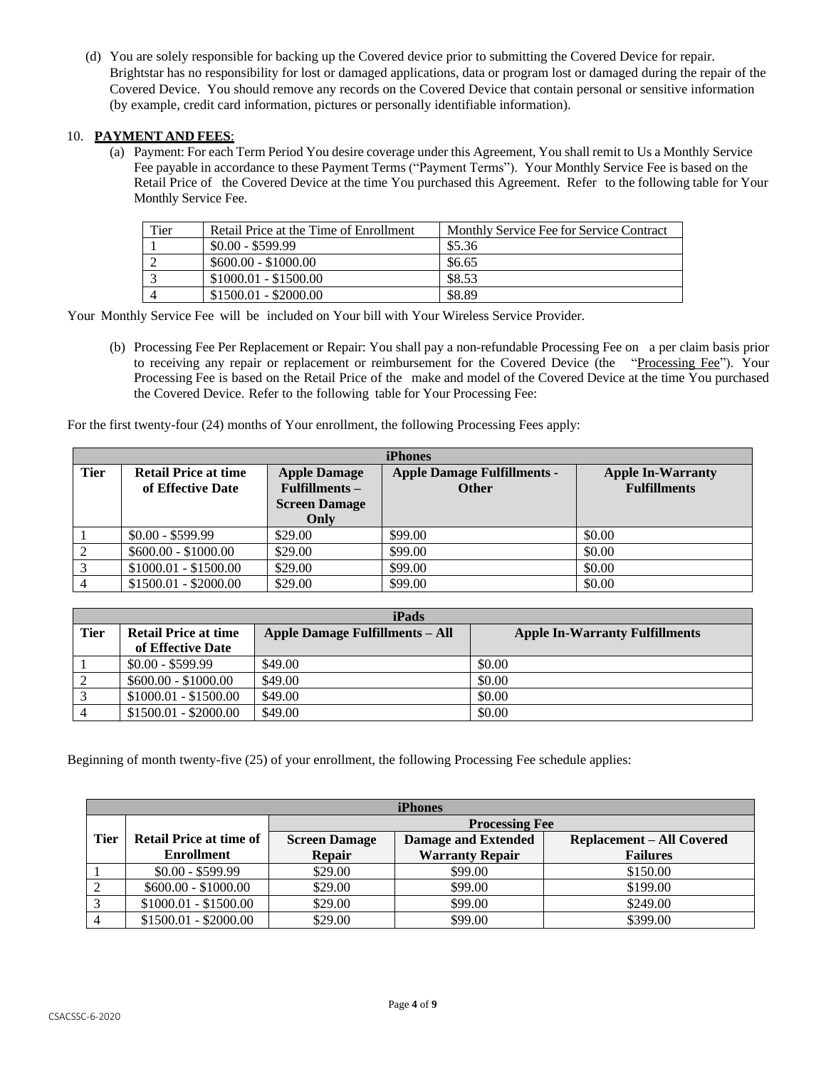(d) You are solely responsible for backing up the Covered device prior to submitting the Covered Device for repair. Brightstar has no responsibility for lost or damaged applications, data or program lost or damaged during the repair of the Covered Device. You should remove any records on the Covered Device that contain personal or sensitive information (by example, credit card information, pictures or personally identifiable information).

10. **PAYMENT AND FEES**:

(a) Payment: For each Term Period You desire coverage under this Agreement, You shall remit to Us a Monthly Service Fee payable in accordance to these Payment Terms ("Payment Terms"). Your Monthly Service Fee is based on the Retail Price of the Covered Device at the time You purchased this Agreement. Refer to the following table for Your Monthly Service Fee.

| Tier | Retail Price at the Time of Enrollment | Monthly Service Fee for Service Contract |
|---|---|---|
| 1 | $0.00 - $599.99 | $5.36 |
| 2 | $600.00 - $1000.00 | $6.65 |
| 3 | $1000.01 - $1500.00 | $8.53 |
| 4 | $1500.01 - $2000.00 | $8.89 |

Your Monthly Service Fee will be included on Your bill with Your Wireless Service Provider.

(b) Processing Fee Per Replacement or Repair: You shall pay a non-refundable Processing Fee on a per claim basis prior to receiving any repair or replacement or reimbursement for the Covered Device (the "Processing Fee"). Your Processing Fee is based on the Retail Price of the make and model of the Covered Device at the time You purchased the Covered Device. Refer to the following table for Your Processing Fee:

For the first twenty-four (24) months of Your enrollment, the following Processing Fees apply:

| iPhones | | | | |
|---|---|---|---|---|
| **Tier** | **Retail Price at time of Effective Date** | **Apple Damage Fulfillments – Screen Damage Only** | **Apple Damage Fulfillments - Other** | **Apple In-Warranty Fulfillments** |
| 1 | $0.00 - $599.99 | $29.00 | $99.00 | $0.00 |
| 2 | $600.00 - $1000.00 | $29.00 | $99.00 | $0.00 |
| 3 | $1000.01 - $1500.00 | $29.00 | $99.00 | $0.00 |
| 4 | $1500.01 - $2000.00 | $29.00 | $99.00 | $0.00 |

| iPads | | | |
|---|---|---|---|
| **Tier** | **Retail Price at time of Effective Date** | **Apple Damage Fulfillments – All** | **Apple In-Warranty Fulfillments** |
| 1 | $0.00 - $599.99 | $49.00 | $0.00 |
| 2 | $600.00 - $1000.00 | $49.00 | $0.00 |
| 3 | $1000.01 - $1500.00 | $49.00 | $0.00 |
| 4 | $1500.01 - $2000.00 | $49.00 | $0.00 |

Beginning of month twenty-five (25) of your enrollment, the following Processing Fee schedule applies:

| iPhones | | | | |
|---|---|---|---|---|
| | | **Processing Fee** | | |
| **Tier** | **Retail Price at time of Enrollment** | **Screen Damage Repair** | **Damage and Extended Warranty Repair** | **Replacement – All Covered Failures** |
| 1 | $0.00 - $599.99 | $29.00 | $99.00 | $150.00 |
| 2 | $600.00 - $1000.00 | $29.00 | $99.00 | $199.00 |
| 3 | $1000.01 - $1500.00 | $29.00 | $99.00 | $249.00 |
| 4 | $1500.01 - $2000.00 | $29.00 | $99.00 | $399.00 |

CSACSSC-6-2020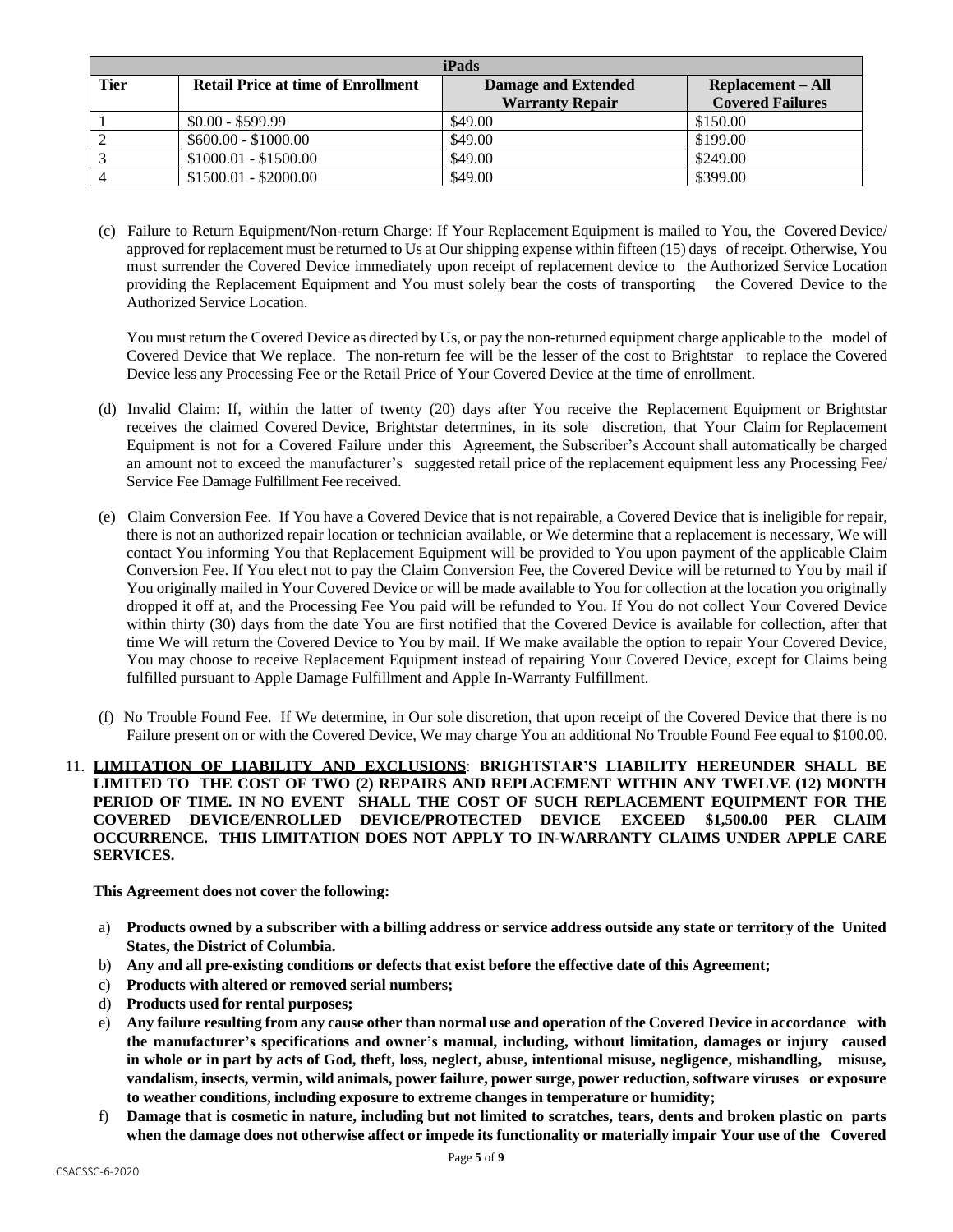| iPads | | | |
|---|---|---|---|
| **Tier** | **Retail Price at time of Enrollment** | **Damage and Extended Warranty Repair** | **Replacement – All Covered Failures** |
| 1 | $0.00 - $599.99 | $49.00 | $150.00 |
| 2 | $600.00 - $1000.00 | $49.00 | $199.00 |
| 3 | $1000.01 - $1500.00 | $49.00 | $249.00 |
| 4 | $1500.01 - $2000.00 | $49.00 | $399.00 |

(c) Failure to Return Equipment/Non-return Charge: If Your Replacement Equipment is mailed to You, the Covered Device/ approved for replacement must be returned to Us at Our shipping expense within fifteen (15) days of receipt. Otherwise, You must surrender the Covered Device immediately upon receipt of replacement device to the Authorized Service Location providing the Replacement Equipment and You must solely bear the costs of transporting the Covered Device to the Authorized Service Location.

You must return the Covered Device as directed by Us, or pay the non-returned equipment charge applicable to the model of Covered Device that We replace. The non-return fee will be the lesser of the cost to Brightstar to replace the Covered Device less any Processing Fee or the Retail Price of Your Covered Device at the time of enrollment.

(d) Invalid Claim: If, within the latter of twenty (20) days after You receive the Replacement Equipment or Brightstar receives the claimed Covered Device, Brightstar determines, in its sole discretion, that Your Claim for Replacement Equipment is not for a Covered Failure under this Agreement, the Subscriber's Account shall automatically be charged an amount not to exceed the manufacturer's suggested retail price of the replacement equipment less any Processing Fee/ Service Fee Damage Fulfillment Fee received.

(e) Claim Conversion Fee. If You have a Covered Device that is not repairable, a Covered Device that is ineligible for repair, there is not an authorized repair location or technician available, or We determine that a replacement is necessary, We will contact You informing You that Replacement Equipment will be provided to You upon payment of the applicable Claim Conversion Fee. If You elect not to pay the Claim Conversion Fee, the Covered Device will be returned to You by mail if You originally mailed in Your Covered Device or will be made available to You for collection at the location you originally dropped it off at, and the Processing Fee You paid will be refunded to You. If You do not collect Your Covered Device within thirty (30) days from the date You are first notified that the Covered Device is available for collection, after that time We will return the Covered Device to You by mail. If We make available the option to repair Your Covered Device, You may choose to receive Replacement Equipment instead of repairing Your Covered Device, except for Claims being fulfilled pursuant to Apple Damage Fulfillment and Apple In-Warranty Fulfillment.

(f) No Trouble Found Fee. If We determine, in Our sole discretion, that upon receipt of the Covered Device that there is no Failure present on or with the Covered Device, We may charge You an additional No Trouble Found Fee equal to $100.00.

11. **LIMITATION OF LIABILITY AND EXCLUSIONS**: **BRIGHTSTAR'S LIABILITY HEREUNDER SHALL BE LIMITED TO THE COST OF TWO (2) REPAIRS AND REPLACEMENT WITHIN ANY TWELVE (12) MONTH PERIOD OF TIME. IN NO EVENT SHALL THE COST OF SUCH REPLACEMENT EQUIPMENT FOR THE COVERED DEVICE/ENROLLED DEVICE/PROTECTED DEVICE EXCEED $1,500.00 PER CLAIM OCCURRENCE. THIS LIMITATION DOES NOT APPLY TO IN-WARRANTY CLAIMS UNDER APPLE CARE SERVICES.**

**This Agreement does not cover the following:**

a) **Products owned by a subscriber with a billing address or service address outside any state or territory of the United States, the District of Columbia.**
b) **Any and all pre-existing conditions or defects that exist before the effective date of this Agreement;**
c) **Products with altered or removed serial numbers;**
d) **Products used for rental purposes;**
e) **Any failure resulting from any cause other than normal use and operation of the Covered Device in accordance with the manufacturer's specifications and owner's manual, including, without limitation, damages or injury caused in whole or in part by acts of God, theft, loss, neglect, abuse, intentional misuse, negligence, mishandling, misuse, vandalism, insects, vermin, wild animals, power failure, power surge, power reduction, software viruses or exposure to weather conditions, including exposure to extreme changes in temperature or humidity;**
f) **Damage that is cosmetic in nature, including but not limited to scratches, tears, dents and broken plastic on parts when the damage does not otherwise affect or impede its functionality or materially impair Your use of the Covered**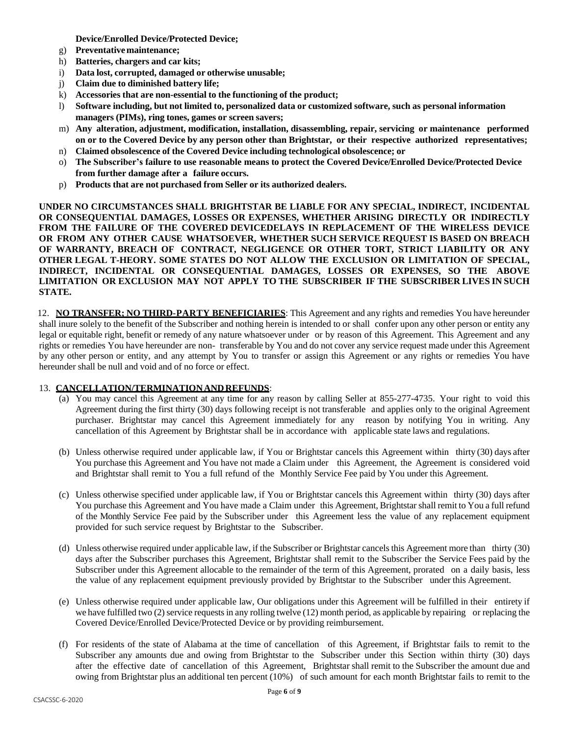**Device/Enrolled Device/Protected Device;**

g) **Preventative maintenance;**
h) **Batteries, chargers and car kits;**
i) **Data lost, corrupted, damaged or otherwise unusable;**
j) **Claim due to diminished battery life;**
k) **Accessories that are non-essential to the functioning of the product;**
l) **Software including, but not limited to, personalized data or customized software, such as personal information managers (PIMs), ring tones, games or screen savers;**
m) **Any alteration, adjustment, modification, installation, disassembling, repair, servicing or maintenance performed on or to the Covered Device by any person other than Brightstar, or their respective authorized representatives;**
n) **Claimed obsolescence of the Covered Device including technological obsolescence; or**
o) **The Subscriber's failure to use reasonable means to protect the Covered Device/Enrolled Device/Protected Device from further damage after a failure occurs.**
p) **Products that are not purchased from Seller or its authorized dealers.**

**UNDER NO CIRCUMSTANCES SHALL BRIGHTSTAR BE LIABLE FOR ANY SPECIAL, INDIRECT, INCIDENTAL OR CONSEQUENTIAL DAMAGES, LOSSES OR EXPENSES, WHETHER ARISING DIRECTLY OR INDIRECTLY FROM THE FAILURE OF THE COVERED DEVICEDELAYS IN REPLACEMENT OF THE WIRELESS DEVICE OR FROM ANY OTHER CAUSE WHATSOEVER, WHETHER SUCH SERVICE REQUEST IS BASED ON BREACH OF WARRANTY, BREACH OF CONTRACT, NEGLIGENCE OR OTHER TORT, STRICT LIABILITY OR ANY OTHER LEGAL T-HEORY. SOME STATES DO NOT ALLOW THE EXCLUSION OR LIMITATION OF SPECIAL, INDIRECT, INCIDENTAL OR CONSEQUENTIAL DAMAGES, LOSSES OR EXPENSES, SO THE ABOVE LIMITATION OR EXCLUSION MAY NOT APPLY TO THE SUBSCRIBER IF THE SUBSCRIBER LIVES IN SUCH STATE.**

12. **NO TRANSFER; NO THIRD-PARTY BENEFICIARIES**: This Agreement and any rights and remedies You have hereunder shall inure solely to the benefit of the Subscriber and nothing herein is intended to or shall confer upon any other person or entity any legal or equitable right, benefit or remedy of any nature whatsoever under or by reason of this Agreement. This Agreement and any rights or remedies You have hereunder are non- transferable by You and do not cover any service request made under this Agreement by any other person or entity, and any attempt by You to transfer or assign this Agreement or any rights or remedies You have hereunder shall be null and void and of no force or effect.

13. **CANCELLATION/TERMINATION AND REFUNDS**:

(a) You may cancel this Agreement at any time for any reason by calling Seller at 855-277-4735. Your right to void this Agreement during the first thirty (30) days following receipt is not transferable and applies only to the original Agreement purchaser. Brightstar may cancel this Agreement immediately for any reason by notifying You in writing. Any cancellation of this Agreement by Brightstar shall be in accordance with applicable state laws and regulations.

(b) Unless otherwise required under applicable law, if You or Brightstar cancels this Agreement within thirty (30) days after You purchase this Agreement and You have not made a Claim under this Agreement, the Agreement is considered void and Brightstar shall remit to You a full refund of the Monthly Service Fee paid by You under this Agreement.

(c) Unless otherwise specified under applicable law, if You or Brightstar cancels this Agreement within thirty (30) days after You purchase this Agreement and You have made a Claim under this Agreement, Brightstar shall remit to You a full refund of the Monthly Service Fee paid by the Subscriber under this Agreement less the value of any replacement equipment provided for such service request by Brightstar to the Subscriber.

(d) Unless otherwise required under applicable law, if the Subscriber or Brightstar cancels this Agreement more than thirty (30) days after the Subscriber purchases this Agreement, Brightstar shall remit to the Subscriber the Service Fees paid by the Subscriber under this Agreement allocable to the remainder of the term of this Agreement, prorated on a daily basis, less the value of any replacement equipment previously provided by Brightstar to the Subscriber under this Agreement.

(e) Unless otherwise required under applicable law, Our obligations under this Agreement will be fulfilled in their entirety if we have fulfilled two (2) service requests in any rolling twelve (12) month period, as applicable by repairing or replacing the Covered Device/Enrolled Device/Protected Device or by providing reimbursement.

(f) For residents of the state of Alabama at the time of cancellation of this Agreement, if Brightstar fails to remit to the Subscriber any amounts due and owing from Brightstar to the Subscriber under this Section within thirty (30) days after the effective date of cancellation of this Agreement, Brightstar shall remit to the Subscriber the amount due and owing from Brightstar plus an additional ten percent (10%) of such amount for each month Brightstar fails to remit to the

CSACSSC-6-2020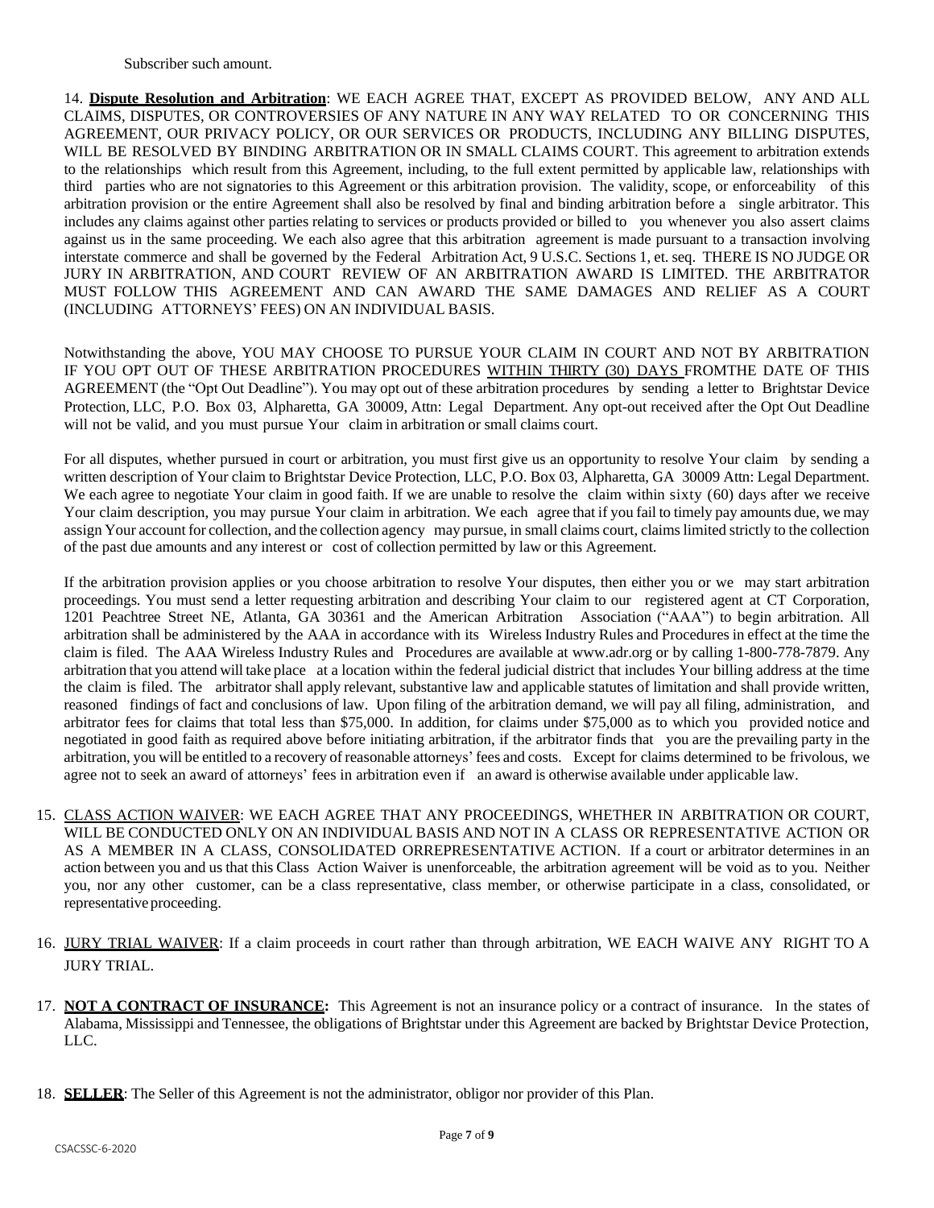Subscriber such amount.

14. **Dispute Resolution and Arbitration**: WE EACH AGREE THAT, EXCEPT AS PROVIDED BELOW, ANY AND ALL CLAIMS, DISPUTES, OR CONTROVERSIES OF ANY NATURE IN ANY WAY RELATED TO OR CONCERNING THIS AGREEMENT, OUR PRIVACY POLICY, OR OUR SERVICES OR PRODUCTS, INCLUDING ANY BILLING DISPUTES, WILL BE RESOLVED BY BINDING ARBITRATION OR IN SMALL CLAIMS COURT. This agreement to arbitration extends to the relationships which result from this Agreement, including, to the full extent permitted by applicable law, relationships with third parties who are not signatories to this Agreement or this arbitration provision. The validity, scope, or enforceability of this arbitration provision or the entire Agreement shall also be resolved by final and binding arbitration before a single arbitrator. This includes any claims against other parties relating to services or products provided or billed to you whenever you also assert claims against us in the same proceeding. We each also agree that this arbitration agreement is made pursuant to a transaction involving interstate commerce and shall be governed by the Federal Arbitration Act, 9 U.S.C. Sections 1, et. seq. THERE IS NO JUDGE OR JURY IN ARBITRATION, AND COURT REVIEW OF AN ARBITRATION AWARD IS LIMITED. THE ARBITRATOR MUST FOLLOW THIS AGREEMENT AND CAN AWARD THE SAME DAMAGES AND RELIEF AS A COURT (INCLUDING ATTORNEYS' FEES) ON AN INDIVIDUAL BASIS.

   Notwithstanding the above, YOU MAY CHOOSE TO PURSUE YOUR CLAIM IN COURT AND NOT BY ARBITRATION IF YOU OPT OUT OF THESE ARBITRATION PROCEDURES WITHIN THIRTY (30) DAYS FROMTHE DATE OF THIS AGREEMENT (the "Opt Out Deadline"). You may opt out of these arbitration procedures by sending a letter to Brightstar Device Protection, LLC, P.O. Box 03, Alpharetta, GA 30009, Attn: Legal Department. Any opt-out received after the Opt Out Deadline will not be valid, and you must pursue Your claim in arbitration or small claims court.

   For all disputes, whether pursued in court or arbitration, you must first give us an opportunity to resolve Your claim by sending a written description of Your claim to Brightstar Device Protection, LLC, P.O. Box 03, Alpharetta, GA 30009 Attn: Legal Department. We each agree to negotiate Your claim in good faith. If we are unable to resolve the claim within sixty (60) days after we receive Your claim description, you may pursue Your claim in arbitration. We each agree that if you fail to timely pay amounts due, we may assign Your account for collection, and the collection agency may pursue, in small claims court, claims limited strictly to the collection of the past due amounts and any interest or cost of collection permitted by law or this Agreement.

   If the arbitration provision applies or you choose arbitration to resolve Your disputes, then either you or we may start arbitration proceedings. You must send a letter requesting arbitration and describing Your claim to our registered agent at CT Corporation, 1201 Peachtree Street NE, Atlanta, GA 30361 and the American Arbitration Association ("AAA") to begin arbitration. All arbitration shall be administered by the AAA in accordance with its Wireless Industry Rules and Procedures in effect at the time the claim is filed. The AAA Wireless Industry Rules and Procedures are available at www.adr.org or by calling 1-800-778-7879. Any arbitration that you attend will take place at a location within the federal judicial district that includes Your billing address at the time the claim is filed. The arbitrator shall apply relevant, substantive law and applicable statutes of limitation and shall provide written, reasoned findings of fact and conclusions of law. Upon filing of the arbitration demand, we will pay all filing, administration, and arbitrator fees for claims that total less than $75,000. In addition, for claims under $75,000 as to which you provided notice and negotiated in good faith as required above before initiating arbitration, if the arbitrator finds that you are the prevailing party in the arbitration, you will be entitled to a recovery of reasonable attorneys' fees and costs. Except for claims determined to be frivolous, we agree not to seek an award of attorneys' fees in arbitration even if an award is otherwise available under applicable law.

15. CLASS ACTION WAIVER: WE EACH AGREE THAT ANY PROCEEDINGS, WHETHER IN ARBITRATION OR COURT, WILL BE CONDUCTED ONLY ON AN INDIVIDUAL BASIS AND NOT IN A CLASS OR REPRESENTATIVE ACTION OR AS A MEMBER IN A CLASS, CONSOLIDATED ORREPRESENTATIVE ACTION. If a court or arbitrator determines in an action between you and us that this Class Action Waiver is unenforceable, the arbitration agreement will be void as to you. Neither you, nor any other customer, can be a class representative, class member, or otherwise participate in a class, consolidated, or representative proceeding.

16. JURY TRIAL WAIVER: If a claim proceeds in court rather than through arbitration, WE EACH WAIVE ANY RIGHT TO A JURY TRIAL.

17. **NOT A CONTRACT OF INSURANCE:** This Agreement is not an insurance policy or a contract of insurance. In the states of Alabama, Mississippi and Tennessee, the obligations of Brightstar under this Agreement are backed by Brightstar Device Protection, LLC.

18. **SELLER**: The Seller of this Agreement is not the administrator, obligor nor provider of this Plan.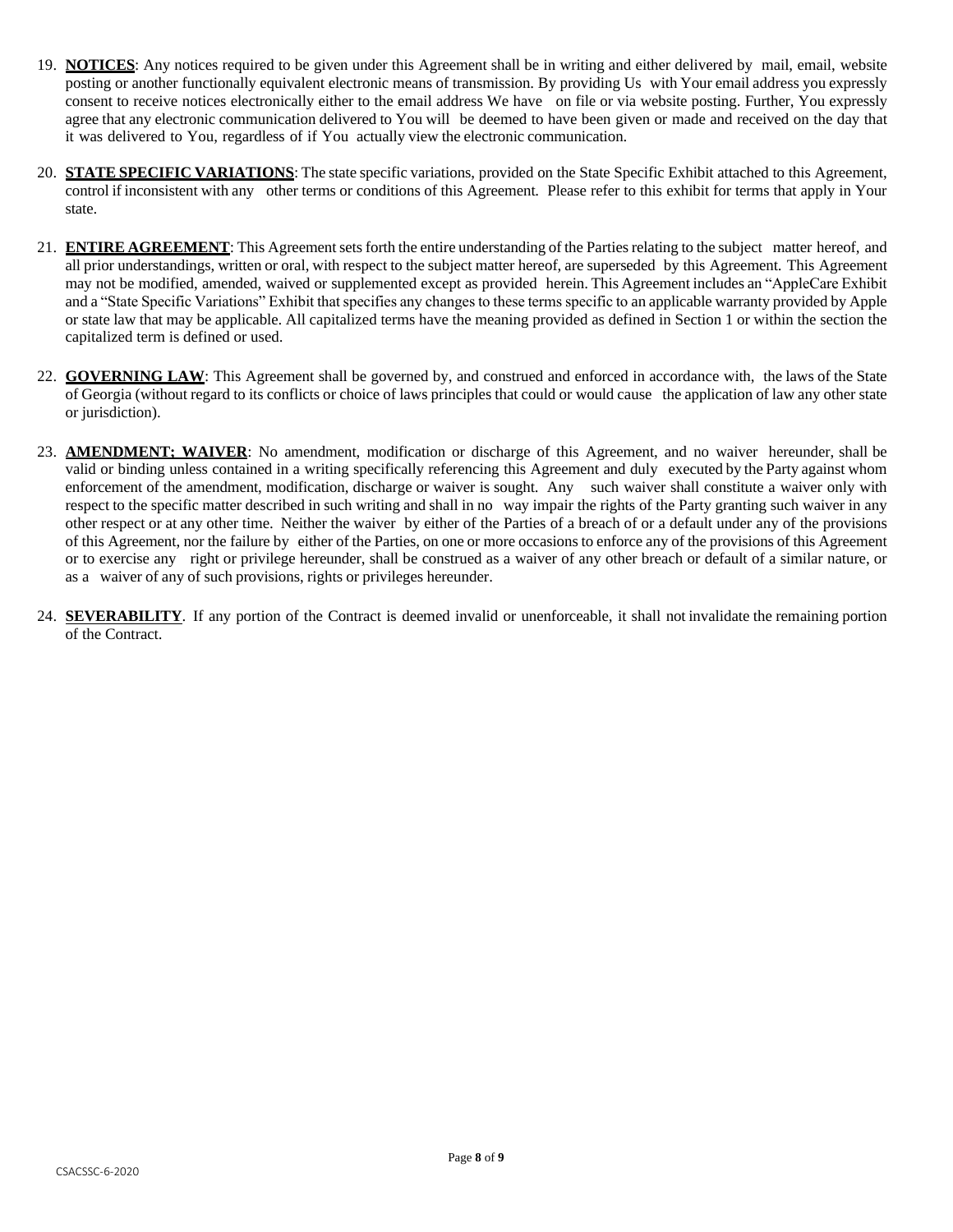19. **NOTICES**: Any notices required to be given under this Agreement shall be in writing and either delivered by mail, email, website posting or another functionally equivalent electronic means of transmission. By providing Us with Your email address you expressly consent to receive notices electronically either to the email address We have on file or via website posting. Further, You expressly agree that any electronic communication delivered to You will be deemed to have been given or made and received on the day that it was delivered to You, regardless of if You actually view the electronic communication.

20. **STATE SPECIFIC VARIATIONS**: The state specific variations, provided on the State Specific Exhibit attached to this Agreement, control if inconsistent with any other terms or conditions of this Agreement. Please refer to this exhibit for terms that apply in Your state.

21. **ENTIRE AGREEMENT**: This Agreement sets forth the entire understanding of the Parties relating to the subject matter hereof, and all prior understandings, written or oral, with respect to the subject matter hereof, are superseded by this Agreement. This Agreement may not be modified, amended, waived or supplemented except as provided herein. This Agreement includes an "AppleCare Exhibit and a "State Specific Variations" Exhibit that specifies any changes to these terms specific to an applicable warranty provided by Apple or state law that may be applicable. All capitalized terms have the meaning provided as defined in Section 1 or within the section the capitalized term is defined or used.

22. **GOVERNING LAW**: This Agreement shall be governed by, and construed and enforced in accordance with, the laws of the State of Georgia (without regard to its conflicts or choice of laws principles that could or would cause the application of law any other state or jurisdiction).

23. **AMENDMENT; WAIVER**: No amendment, modification or discharge of this Agreement, and no waiver hereunder, shall be valid or binding unless contained in a writing specifically referencing this Agreement and duly executed by the Party against whom enforcement of the amendment, modification, discharge or waiver is sought. Any such waiver shall constitute a waiver only with respect to the specific matter described in such writing and shall in no way impair the rights of the Party granting such waiver in any other respect or at any other time. Neither the waiver by either of the Parties of a breach of or a default under any of the provisions of this Agreement, nor the failure by either of the Parties, on one or more occasions to enforce any of the provisions of this Agreement or to exercise any right or privilege hereunder, shall be construed as a waiver of any other breach or default of a similar nature, or as a waiver of any of such provisions, rights or privileges hereunder.

24. **SEVERABILITY**. If any portion of the Contract is deemed invalid or unenforceable, it shall not invalidate the remaining portion of the Contract.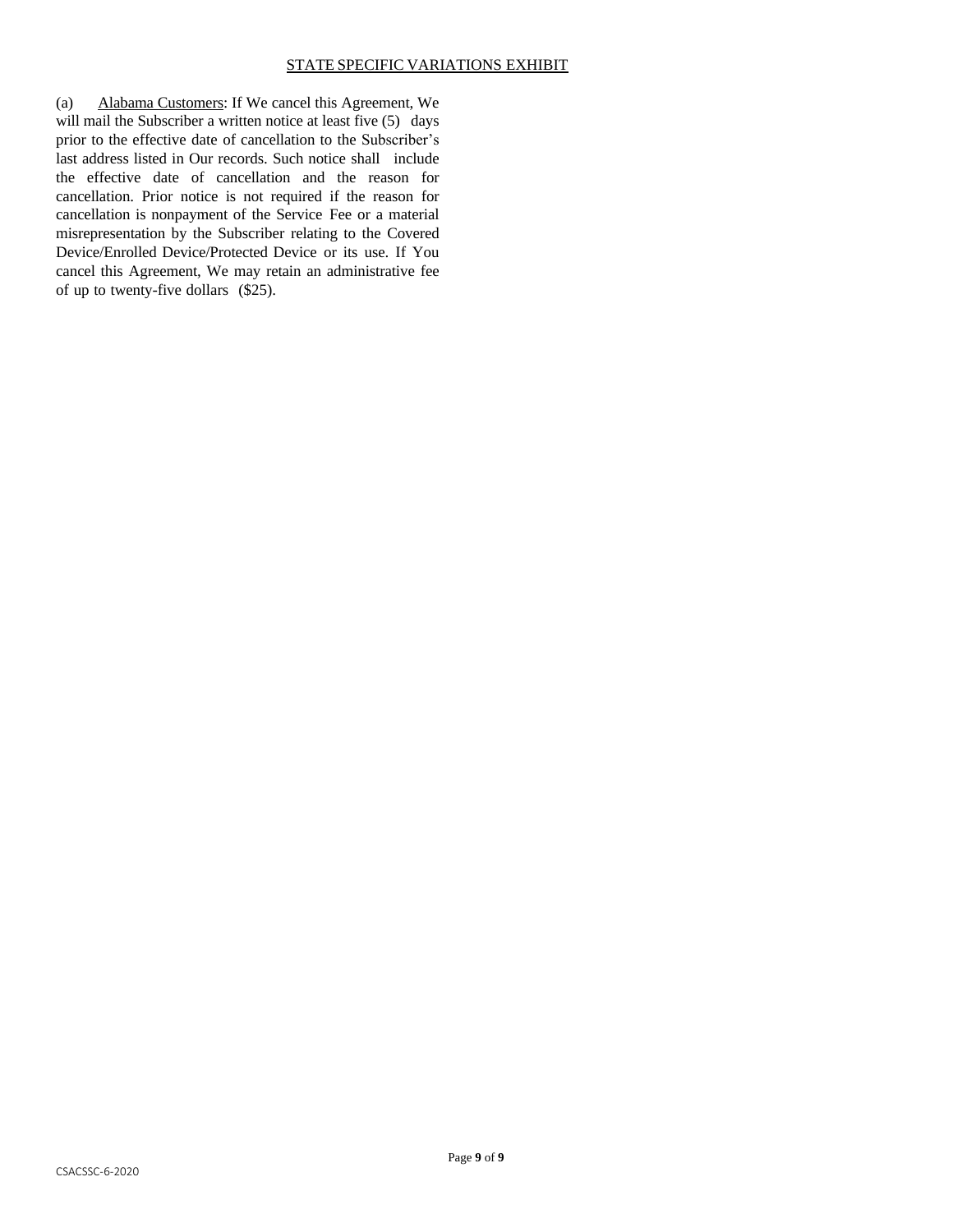## STATE SPECIFIC VARIATIONS EXHIBIT

(a) Alabama Customers: If We cancel this Agreement, We will mail the Subscriber a written notice at least five (5) days prior to the effective date of cancellation to the Subscriber's last address listed in Our records. Such notice shall include the effective date of cancellation and the reason for cancellation. Prior notice is not required if the reason for cancellation is nonpayment of the Service Fee or a material misrepresentation by the Subscriber relating to the Covered Device/Enrolled Device/Protected Device or its use. If You cancel this Agreement, We may retain an administrative fee of up to twenty-five dollars ($25).

CSACSSC-6-2020